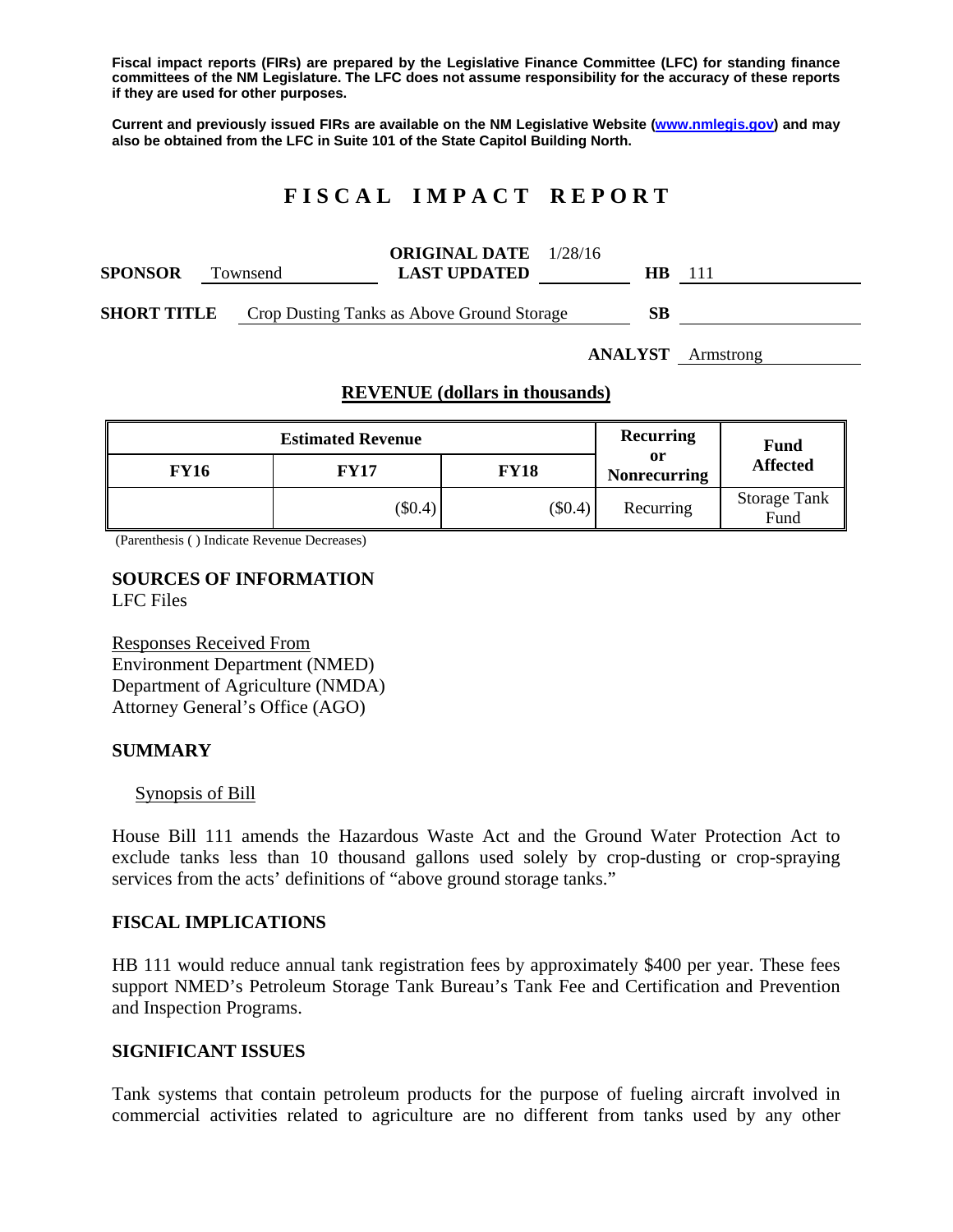**Fiscal impact reports (FIRs) are prepared by the Legislative Finance Committee (LFC) for standing finance committees of the NM Legislature. The LFC does not assume responsibility for the accuracy of these reports if they are used for other purposes.**

**Current and previously issued FIRs are available on the NM Legislative Website (www.nmlegis.gov) and may also be obtained from the LFC in Suite 101 of the State Capitol Building North.**

# FISCAL IMPACT REPORT

**SPONSOR** Townsend **ORIGINAL DATE** 1/28/16 **LAST UPDATED** **HB** 111

**SHORT TITLE** Crop Dusting Tanks as Above Ground Storage **SB**

**ANALYST** Armstrong

## REVENUE (dollars in thousands)

| Estimated Revenue | | | Recurring or Nonrecurring | Fund Affected |
|---|---|---|---|---|
| **FY16** | **FY17** | **FY18** | | |
| | ($0.4) | ($0.4) | Recurring | Storage Tank Fund |

(Parenthesis ( ) Indicate Revenue Decreases)

### SOURCES OF INFORMATION

LFC Files

Responses Received From
Environment Department (NMED)
Department of Agriculture (NMDA)
Attorney General's Office (AGO)

### SUMMARY

Synopsis of Bill

House Bill 111 amends the Hazardous Waste Act and the Ground Water Protection Act to exclude tanks less than 10 thousand gallons used solely by crop-dusting or crop-spraying services from the acts' definitions of "above ground storage tanks."

### FISCAL IMPLICATIONS

HB 111 would reduce annual tank registration fees by approximately $400 per year. These fees support NMED's Petroleum Storage Tank Bureau's Tank Fee and Certification and Prevention and Inspection Programs.

### SIGNIFICANT ISSUES

Tank systems that contain petroleum products for the purpose of fueling aircraft involved in commercial activities related to agriculture are no different from tanks used by any other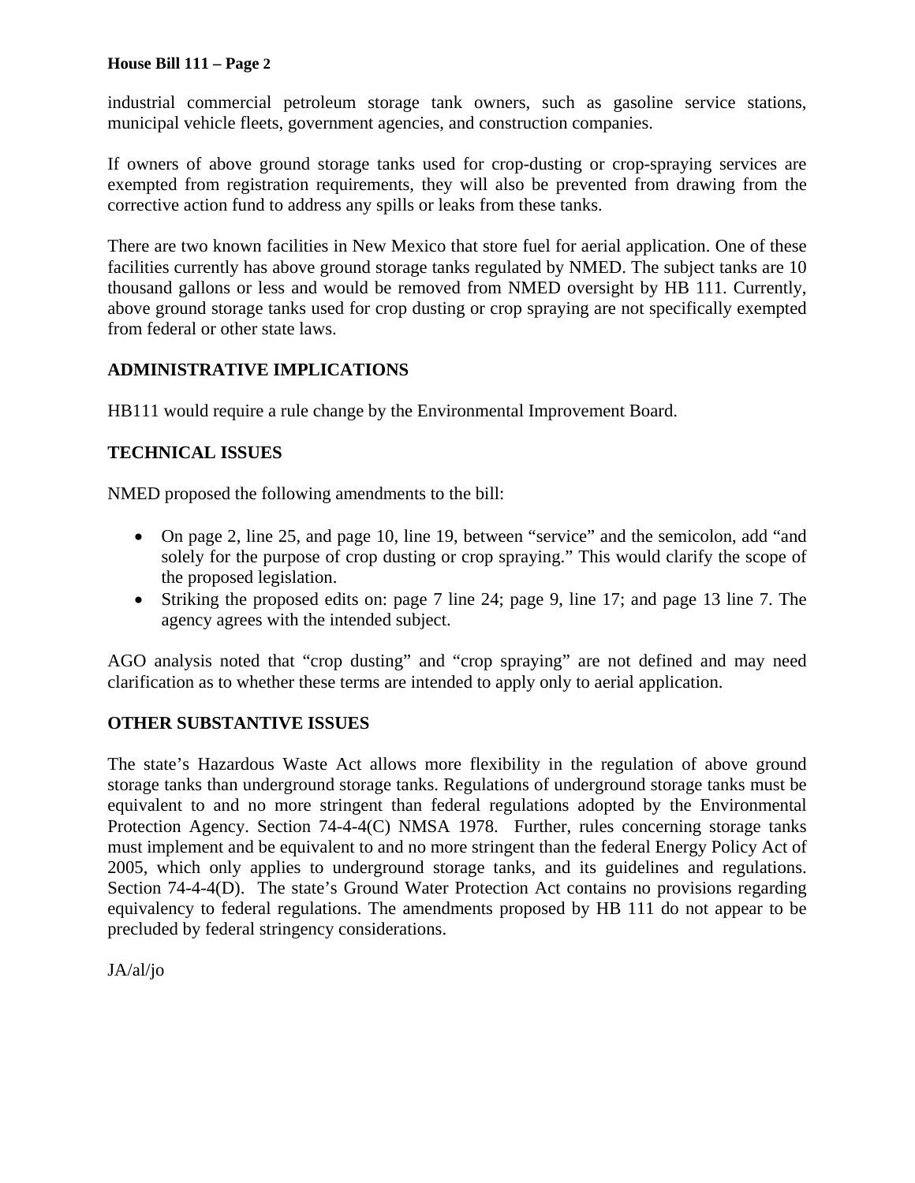industrial commercial petroleum storage tank owners, such as gasoline service stations, municipal vehicle fleets, government agencies, and construction companies.

If owners of above ground storage tanks used for crop-dusting or crop-spraying services are exempted from registration requirements, they will also be prevented from drawing from the corrective action fund to address any spills or leaks from these tanks.

There are two known facilities in New Mexico that store fuel for aerial application. One of these facilities currently has above ground storage tanks regulated by NMED. The subject tanks are 10 thousand gallons or less and would be removed from NMED oversight by HB 111. Currently, above ground storage tanks used for crop dusting or crop spraying are not specifically exempted from federal or other state laws.

**ADMINISTRATIVE IMPLICATIONS**

HB111 would require a rule change by the Environmental Improvement Board.

**TECHNICAL ISSUES**

NMED proposed the following amendments to the bill:

- On page 2, line 25, and page 10, line 19, between "service" and the semicolon, add "and solely for the purpose of crop dusting or crop spraying." This would clarify the scope of the proposed legislation.
- Striking the proposed edits on: page 7 line 24; page 9, line 17; and page 13 line 7. The agency agrees with the intended subject.

AGO analysis noted that "crop dusting" and "crop spraying" are not defined and may need clarification as to whether these terms are intended to apply only to aerial application.

**OTHER SUBSTANTIVE ISSUES**

The state's Hazardous Waste Act allows more flexibility in the regulation of above ground storage tanks than underground storage tanks. Regulations of underground storage tanks must be equivalent to and no more stringent than federal regulations adopted by the Environmental Protection Agency. Section 74-4-4(C) NMSA 1978. Further, rules concerning storage tanks must implement and be equivalent to and no more stringent than the federal Energy Policy Act of 2005, which only applies to underground storage tanks, and its guidelines and regulations. Section 74-4-4(D). The state's Ground Water Protection Act contains no provisions regarding equivalency to federal regulations. The amendments proposed by HB 111 do not appear to be precluded by federal stringency considerations.

JA/al/jo